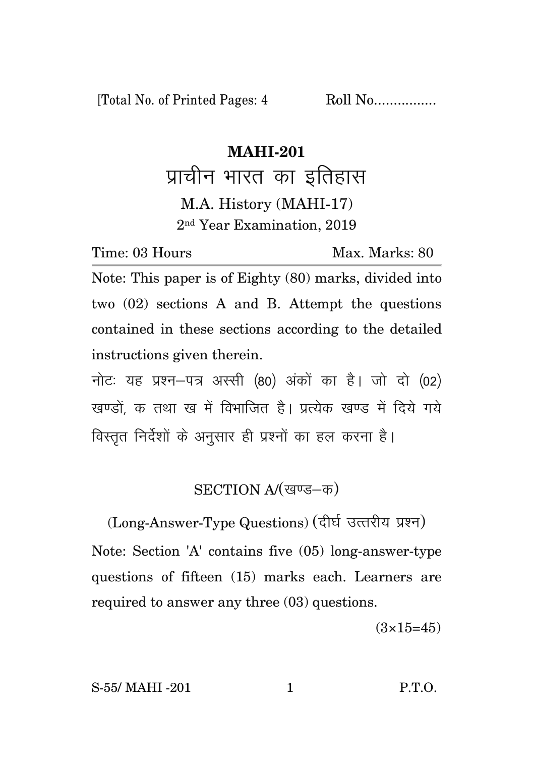[Total No. of Printed Pages: 4 Roll No................

# MAHI-201

## प्राचीन भारत का इतिहास

M.A. History (MAHI-17)

2nd Year Examination, 2019

Time: 03 Hours Max. Marks: 80

Note: This paper is of Eighty (80) marks, divided into two (02) sections A and B. Attempt the questions contained in these sections according to the detailed instructions given therein.

नोटः यह प्रश्न–पत्र अस्सी (80) अंकों का है। जो दो (02) खण्डों, क तथा ख में विभाजित है। प्रत्येक खण्ड में दिये गये विस्तृत निर्देशों के अनुसार ही प्रश्नों का हल करना है।

### SECTION A/(खण्ड–क)

(Long-Answer-Type Questions) (दीर्घ उत्तरीय प्रश्न)

Note: Section 'A' contains five (05) long-answer-type questions of fifteen (15) marks each. Learners are required to answer any three (03) questions.

(3×15=45)

S-55/ MAHI -201 P.T.O.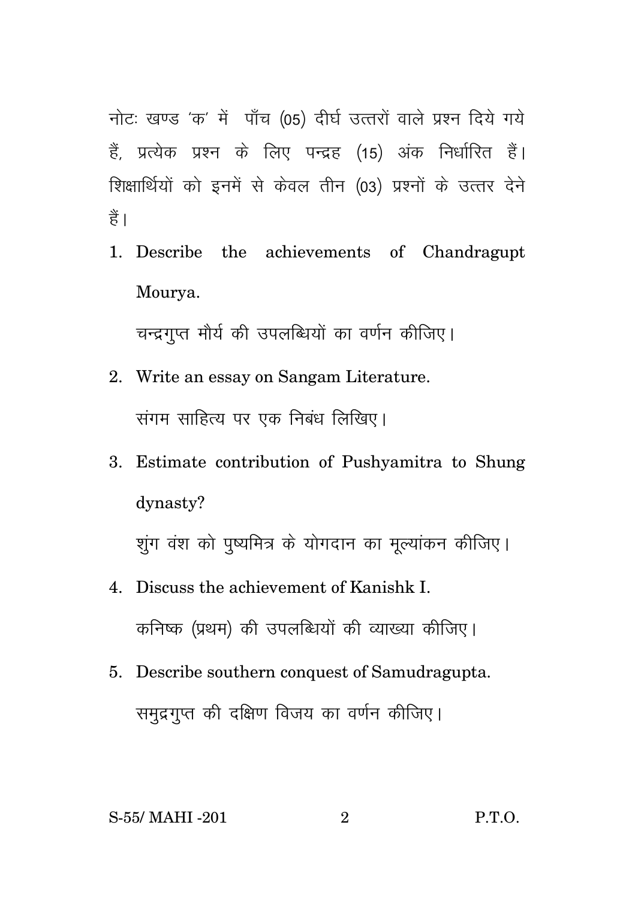नोटः खण्ड 'क' में पाँच (05) दीर्घ उत्तरों वाले प्रश्न दिये गये हैं, प्रत्येक प्रश्न के लिए पन्द्रह (15) अंक निर्धारित हैं। शिक्षार्थियों को इनमें से केवल तीन (03) प्रश्नों के उत्तर देने हैं।

1. Describe the achievements of Chandragupt Mourya.

   चन्द्रगुप्त मौर्य की उपलब्धियों का वर्णन कीजिए।

2. Write an essay on Sangam Literature.

   संगम साहित्य पर एक निबंध लिखिए।

3. Estimate contribution of Pushyamitra to Shung dynasty?

   शुंग वंश को पुष्यमित्र के योगदान का मूल्यांकन कीजिए।

4. Discuss the achievement of Kanishk I.

   कनिष्क (प्रथम) की उपलब्धियों की व्याख्या कीजिए।

5. Describe southern conquest of Samudragupta.

   समुद्रगुप्त की दक्षिण विजय का वर्णन कीजिए।

S-55/ MAHI -201 P.T.O.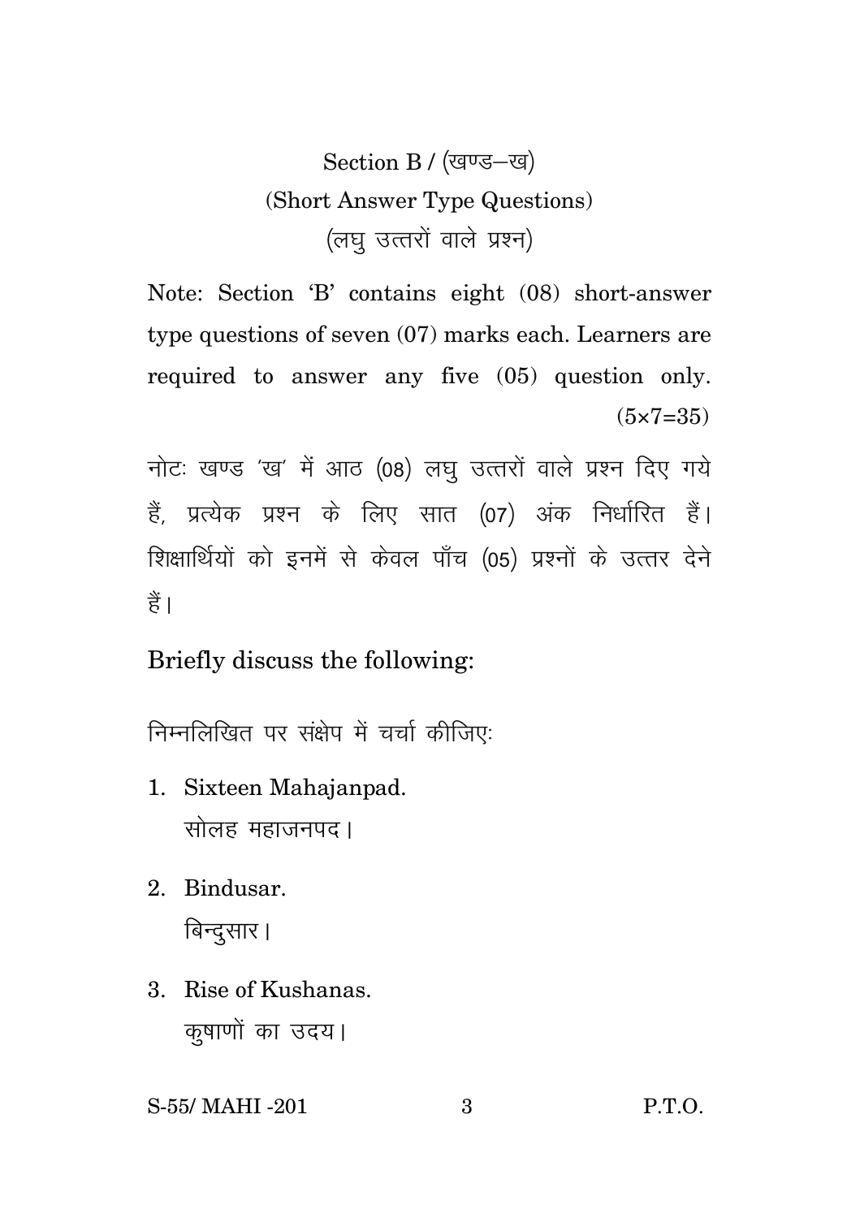## Section B / (खण्ड–ख)

### (Short Answer Type Questions)

### (लघु उत्तरों वाले प्रश्न)

Note: Section 'B' contains eight (08) short-answer type questions of seven (07) marks each. Learners are required to answer any five (05) question only. (5×7=35)

नोटः खण्ड 'ख' में आठ (08) लघु उत्तरों वाले प्रश्न दिए गये हैं, प्रत्येक प्रश्न के लिए सात (07) अंक निर्धारित हैं। शिक्षार्थियों को इनमें से केवल पाँच (05) प्रश्नों के उत्तर देने हैं।

Briefly discuss the following:

निम्नलिखित पर संक्षेप में चर्चा कीजिएः

1. Sixteen Mahajanpad.
   सोलह महाजनपद।

2. Bindusar.
   बिन्दुसार।

3. Rise of Kushanas.
   कुषाणों का उदय।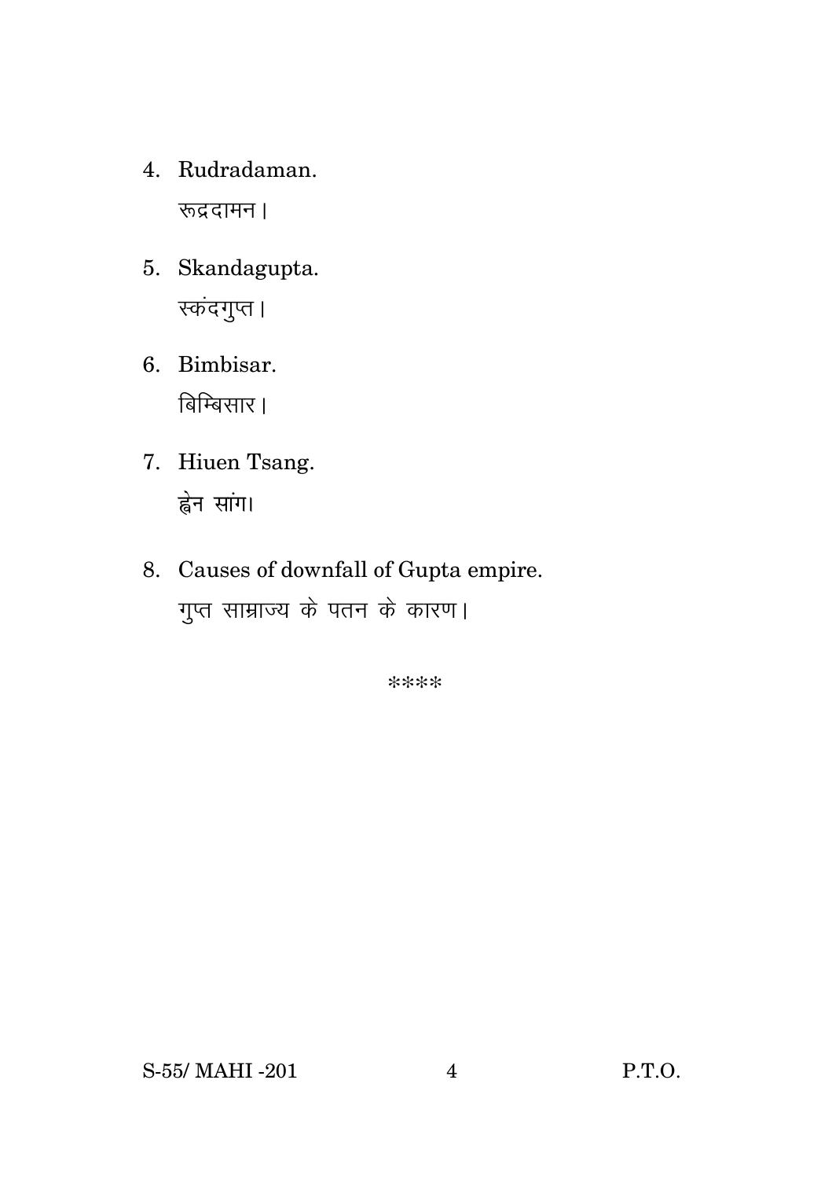4. Rudradaman.

   रूद्रदामन।

5. Skandagupta.

   स्कंदगुप्त।

6. Bimbisar.

   बिम्बिसार।

7. Hiuen Tsang.

   ह्वेन सांग।

8. Causes of downfall of Gupta empire.

   गुप्त साम्राज्य के पतन के कारण।

****